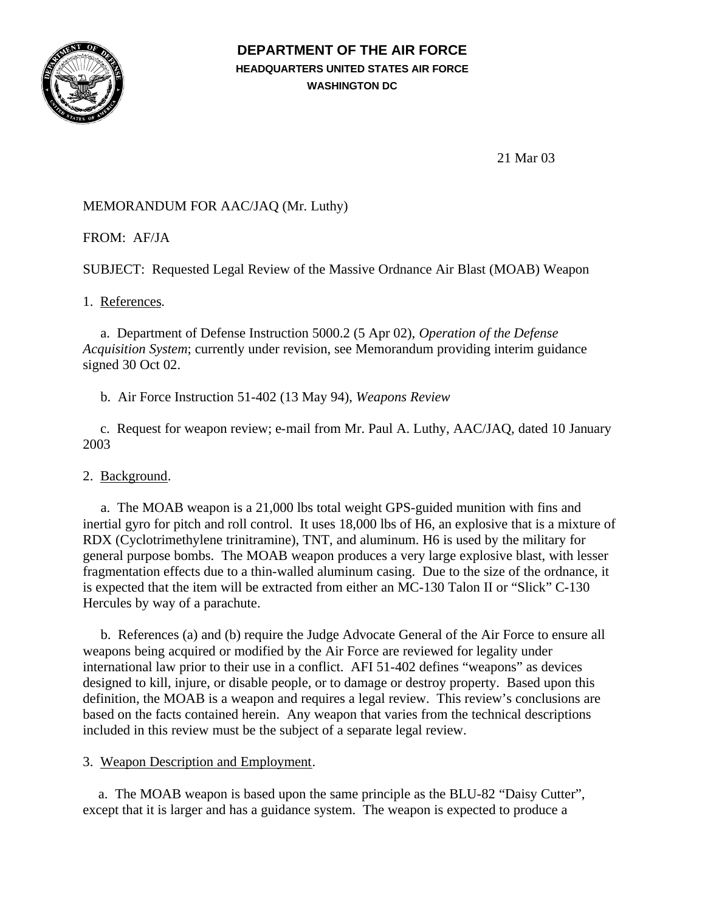# DEPARTMENT OF THE AIR FORCE

**HEADQUARTERS UNITED STATES AIR FORCE**

**WASHINGTON DC**

21 Mar 03

MEMORANDUM FOR AAC/JAQ (Mr. Luthy)

FROM: AF/JA

SUBJECT: Requested Legal Review of the Massive Ordnance Air Blast (MOAB) Weapon

1. References.

a. Department of Defense Instruction 5000.2 (5 Apr 02), *Operation of the Defense Acquisition System*; currently under revision, see Memorandum providing interim guidance signed 30 Oct 02.

b. Air Force Instruction 51-402 (13 May 94), *Weapons Review*

c. Request for weapon review; e-mail from Mr. Paul A. Luthy, AAC/JAQ, dated 10 January 2003

2. Background.

a. The MOAB weapon is a 21,000 lbs total weight GPS-guided munition with fins and inertial gyro for pitch and roll control. It uses 18,000 lbs of H6, an explosive that is a mixture of RDX (Cyclotrimethylene trinitramine), TNT, and aluminum. H6 is used by the military for general purpose bombs. The MOAB weapon produces a very large explosive blast, with lesser fragmentation effects due to a thin-walled aluminum casing. Due to the size of the ordnance, it is expected that the item will be extracted from either an MC-130 Talon II or "Slick" C-130 Hercules by way of a parachute.

b. References (a) and (b) require the Judge Advocate General of the Air Force to ensure all weapons being acquired or modified by the Air Force are reviewed for legality under international law prior to their use in a conflict. AFI 51-402 defines "weapons" as devices designed to kill, injure, or disable people, or to damage or destroy property. Based upon this definition, the MOAB is a weapon and requires a legal review. This review's conclusions are based on the facts contained herein. Any weapon that varies from the technical descriptions included in this review must be the subject of a separate legal review.

3. Weapon Description and Employment.

a. The MOAB weapon is based upon the same principle as the BLU-82 "Daisy Cutter", except that it is larger and has a guidance system. The weapon is expected to produce a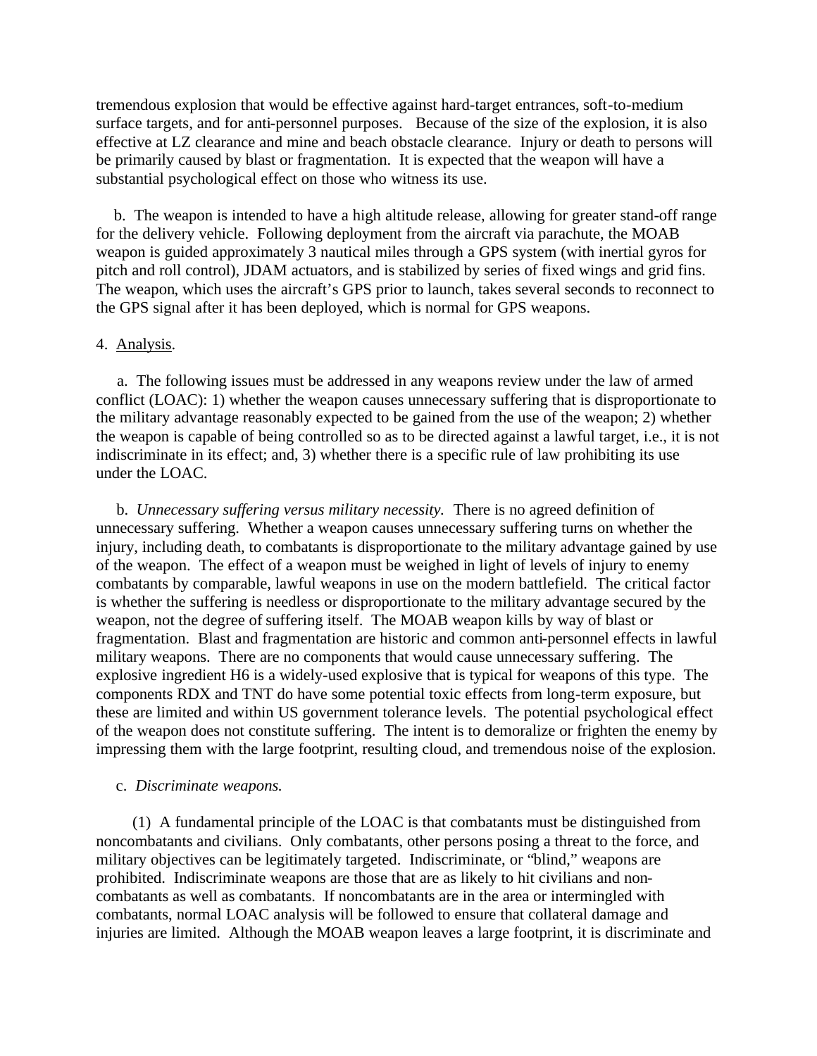tremendous explosion that would be effective against hard-target entrances, soft-to-medium surface targets, and for anti-personnel purposes. Because of the size of the explosion, it is also effective at LZ clearance and mine and beach obstacle clearance. Injury or death to persons will be primarily caused by blast or fragmentation. It is expected that the weapon will have a substantial psychological effect on those who witness its use.

b. The weapon is intended to have a high altitude release, allowing for greater stand-off range for the delivery vehicle. Following deployment from the aircraft via parachute, the MOAB weapon is guided approximately 3 nautical miles through a GPS system (with inertial gyros for pitch and roll control), JDAM actuators, and is stabilized by series of fixed wings and grid fins. The weapon, which uses the aircraft's GPS prior to launch, takes several seconds to reconnect to the GPS signal after it has been deployed, which is normal for GPS weapons.

4. Analysis.

a. The following issues must be addressed in any weapons review under the law of armed conflict (LOAC): 1) whether the weapon causes unnecessary suffering that is disproportionate to the military advantage reasonably expected to be gained from the use of the weapon; 2) whether the weapon is capable of being controlled so as to be directed against a lawful target, i.e., it is not indiscriminate in its effect; and, 3) whether there is a specific rule of law prohibiting its use under the LOAC.

b. *Unnecessary suffering versus military necessity.* There is no agreed definition of unnecessary suffering. Whether a weapon causes unnecessary suffering turns on whether the injury, including death, to combatants is disproportionate to the military advantage gained by use of the weapon. The effect of a weapon must be weighed in light of levels of injury to enemy combatants by comparable, lawful weapons in use on the modern battlefield. The critical factor is whether the suffering is needless or disproportionate to the military advantage secured by the weapon, not the degree of suffering itself. The MOAB weapon kills by way of blast or fragmentation. Blast and fragmentation are historic and common anti-personnel effects in lawful military weapons. There are no components that would cause unnecessary suffering. The explosive ingredient H6 is a widely-used explosive that is typical for weapons of this type. The components RDX and TNT do have some potential toxic effects from long-term exposure, but these are limited and within US government tolerance levels. The potential psychological effect of the weapon does not constitute suffering. The intent is to demoralize or frighten the enemy by impressing them with the large footprint, resulting cloud, and tremendous noise of the explosion.

c. *Discriminate weapons.*

(1) A fundamental principle of the LOAC is that combatants must be distinguished from noncombatants and civilians. Only combatants, other persons posing a threat to the force, and military objectives can be legitimately targeted. Indiscriminate, or "blind," weapons are prohibited. Indiscriminate weapons are those that are as likely to hit civilians and non-combatants as well as combatants. If noncombatants are in the area or intermingled with combatants, normal LOAC analysis will be followed to ensure that collateral damage and injuries are limited. Although the MOAB weapon leaves a large footprint, it is discriminate and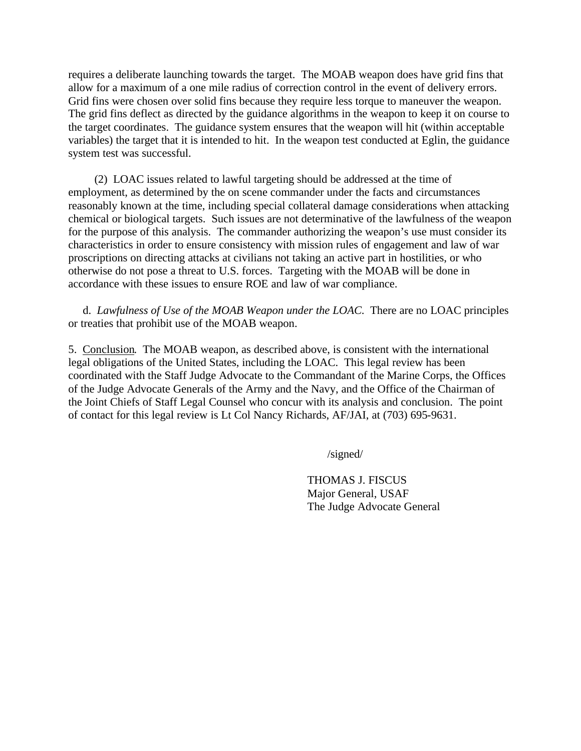requires a deliberate launching towards the target. The MOAB weapon does have grid fins that allow for a maximum of a one mile radius of correction control in the event of delivery errors. Grid fins were chosen over solid fins because they require less torque to maneuver the weapon. The grid fins deflect as directed by the guidance algorithms in the weapon to keep it on course to the target coordinates. The guidance system ensures that the weapon will hit (within acceptable variables) the target that it is intended to hit. In the weapon test conducted at Eglin, the guidance system test was successful.

(2) LOAC issues related to lawful targeting should be addressed at the time of employment, as determined by the on scene commander under the facts and circumstances reasonably known at the time, including special collateral damage considerations when attacking chemical or biological targets. Such issues are not determinative of the lawfulness of the weapon for the purpose of this analysis. The commander authorizing the weapon's use must consider its characteristics in order to ensure consistency with mission rules of engagement and law of war proscriptions on directing attacks at civilians not taking an active part in hostilities, or who otherwise do not pose a threat to U.S. forces. Targeting with the MOAB will be done in accordance with these issues to ensure ROE and law of war compliance.

d. *Lawfulness of Use of the MOAB Weapon under the LOAC.* There are no LOAC principles or treaties that prohibit use of the MOAB weapon.

5. Conclusion. The MOAB weapon, as described above, is consistent with the international legal obligations of the United States, including the LOAC. This legal review has been coordinated with the Staff Judge Advocate to the Commandant of the Marine Corps, the Offices of the Judge Advocate Generals of the Army and the Navy, and the Office of the Chairman of the Joint Chiefs of Staff Legal Counsel who concur with its analysis and conclusion. The point of contact for this legal review is Lt Col Nancy Richards, AF/JAI, at (703) 695-9631.

/signed/

THOMAS J. FISCUS
Major General, USAF
The Judge Advocate General